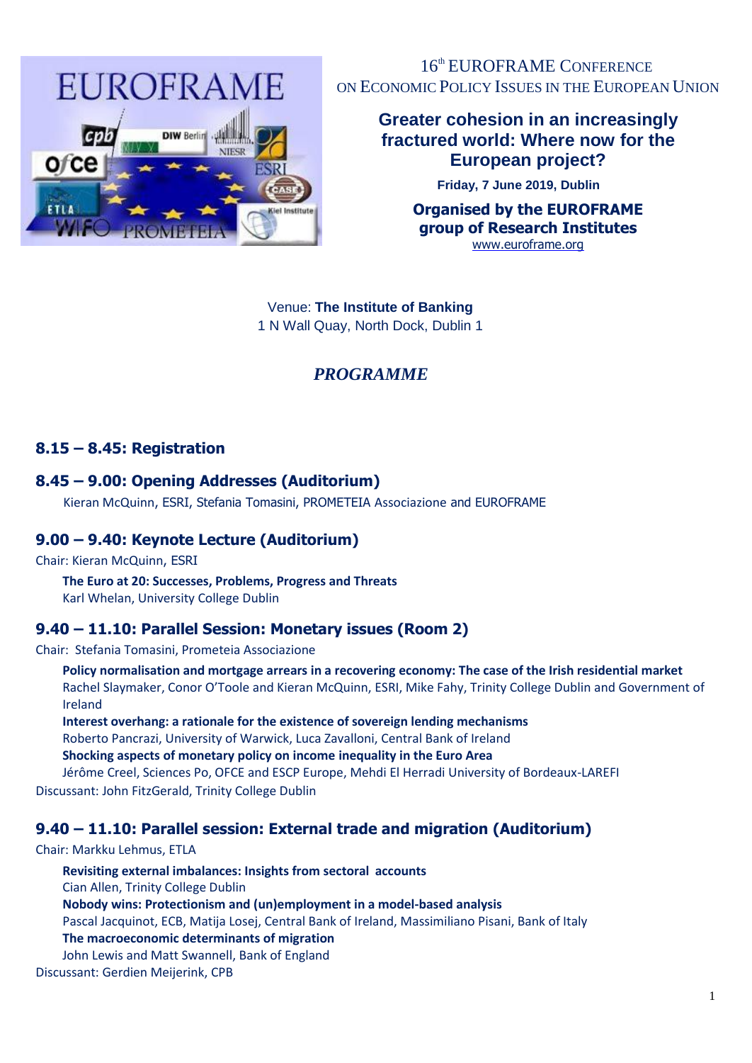16th EUROFRAME CONFERENCE
ON ECONOMIC POLICY ISSUES IN THE EUROPEAN UNION

# Greater cohesion in an increasingly fractured world: Where now for the European project?

**Friday, 7 June 2019, Dublin**

**Organised by the EUROFRAME group of Research Institutes**
www.euroframe.org

Venue: **The Institute of Banking**
1 N Wall Quay, North Dock, Dublin 1

## *PROGRAMME*

### 8.15 – 8.45: Registration

### 8.45 – 9.00: Opening Addresses (Auditorium)

Kieran McQuinn, ESRI, Stefania Tomasini, PROMETEIA Associazione and EUROFRAME

### 9.00 – 9.40: Keynote Lecture (Auditorium)

Chair: Kieran McQuinn, ESRI

**The Euro at 20: Successes, Problems, Progress and Threats**
Karl Whelan, University College Dublin

### 9.40 – 11.10: Parallel Session: Monetary issues (Room 2)

Chair: Stefania Tomasini, Prometeia Associazione

**Policy normalisation and mortgage arrears in a recovering economy: The case of the Irish residential market**
Rachel Slaymaker, Conor O'Toole and Kieran McQuinn, ESRI, Mike Fahy, Trinity College Dublin and Government of Ireland
**Interest overhang: a rationale for the existence of sovereign lending mechanisms**
Roberto Pancrazi, University of Warwick, Luca Zavalloni, Central Bank of Ireland
**Shocking aspects of monetary policy on income inequality in the Euro Area**
Jérôme Creel, Sciences Po, OFCE and ESCP Europe, Mehdi El Herradi University of Bordeaux-LAREFI

Discussant: John FitzGerald, Trinity College Dublin

### 9.40 – 11.10: Parallel session: External trade and migration (Auditorium)

Chair: Markku Lehmus, ETLA

**Revisiting external imbalances: Insights from sectoral accounts**
Cian Allen, Trinity College Dublin
**Nobody wins: Protectionism and (un)employment in a model-based analysis**
Pascal Jacquinot, ECB, Matija Losej, Central Bank of Ireland, Massimiliano Pisani, Bank of Italy
**The macroeconomic determinants of migration**
John Lewis and Matt Swannell, Bank of England

Discussant: Gerdien Meijerink, CPB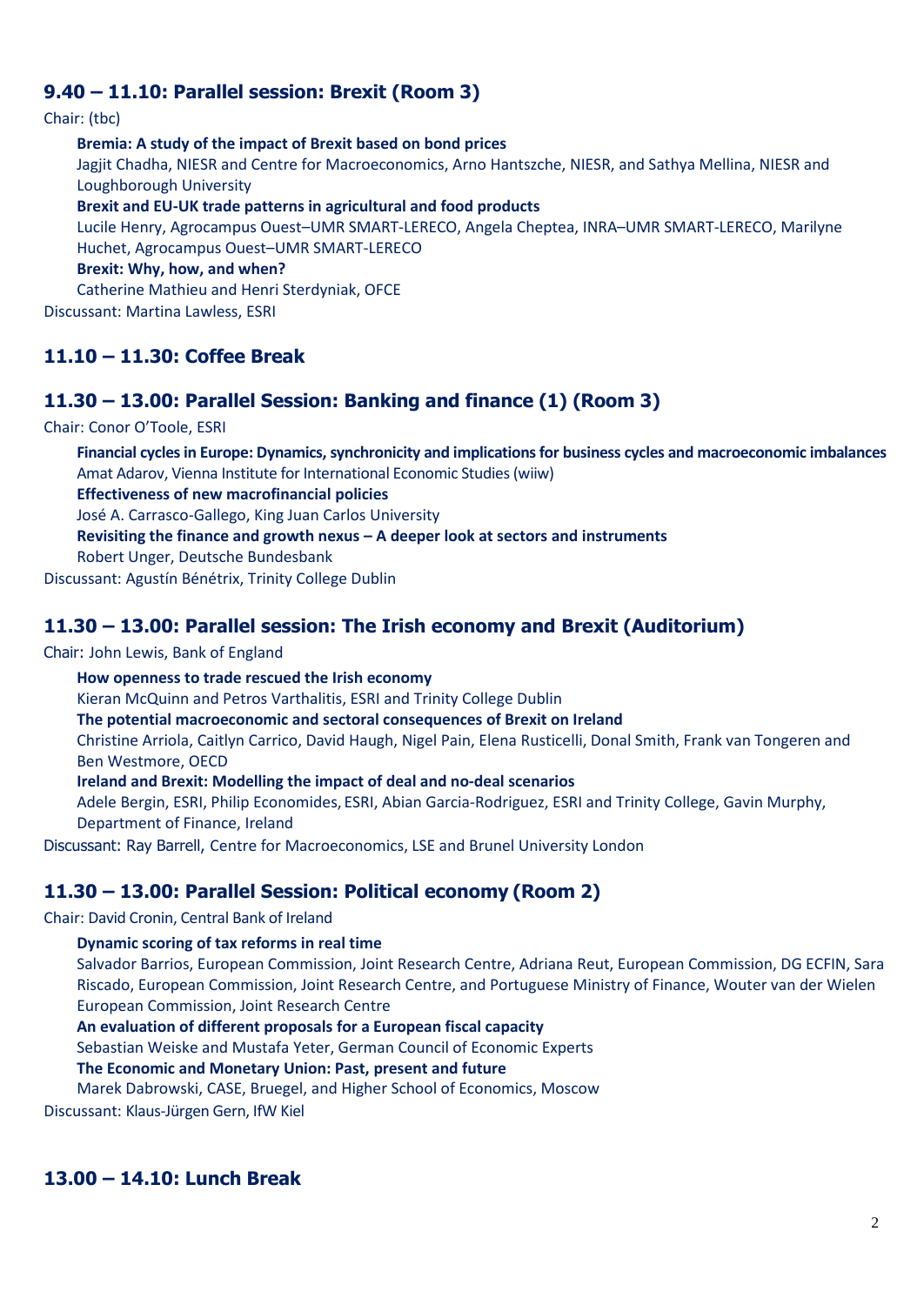## 9.40 – 11.10: Parallel session: Brexit (Room 3)

Chair: (tbc)

**Bremia: A study of the impact of Brexit based on bond prices**
Jagjit Chadha, NIESR and Centre for Macroeconomics, Arno Hantzsche, NIESR, and Sathya Mellina, NIESR and Loughborough University

**Brexit and EU-UK trade patterns in agricultural and food products**
Lucile Henry, Agrocampus Ouest–UMR SMART-LERECO, Angela Cheptea, INRA–UMR SMART-LERECO, Marilyne Huchet, Agrocampus Ouest–UMR SMART-LERECO

**Brexit: Why, how, and when?**
Catherine Mathieu and Henri Sterdyniak, OFCE

Discussant: Martina Lawless, ESRI

## 11.10 – 11.30: Coffee Break

## 11.30 – 13.00: Parallel Session: Banking and finance (1) (Room 3)

Chair: Conor O'Toole, ESRI

**Financial cycles in Europe: Dynamics, synchronicity and implications for business cycles and macroeconomic imbalances**
Amat Adarov, Vienna Institute for International Economic Studies (wiiw)

**Effectiveness of new macrofinancial policies**
José A. Carrasco-Gallego, King Juan Carlos University

**Revisiting the finance and growth nexus – A deeper look at sectors and instruments**
Robert Unger, Deutsche Bundesbank

Discussant: Agustín Bénétrix, Trinity College Dublin

## 11.30 – 13.00: Parallel session: The Irish economy and Brexit (Auditorium)

Chair: John Lewis, Bank of England

**How openness to trade rescued the Irish economy**
Kieran McQuinn and Petros Varthalitis, ESRI and Trinity College Dublin

**The potential macroeconomic and sectoral consequences of Brexit on Ireland**
Christine Arriola, Caitlyn Carrico, David Haugh, Nigel Pain, Elena Rusticelli, Donal Smith, Frank van Tongeren and Ben Westmore, OECD

**Ireland and Brexit: Modelling the impact of deal and no-deal scenarios**
Adele Bergin, ESRI, Philip Economides, ESRI, Abian Garcia-Rodriguez, ESRI and Trinity College, Gavin Murphy, Department of Finance, Ireland

Discussant: Ray Barrell, Centre for Macroeconomics, LSE and Brunel University London

## 11.30 – 13.00: Parallel Session: Political economy (Room 2)

Chair: David Cronin, Central Bank of Ireland

**Dynamic scoring of tax reforms in real time**
Salvador Barrios, European Commission, Joint Research Centre, Adriana Reut, European Commission, DG ECFIN, Sara Riscado, European Commission, Joint Research Centre, and Portuguese Ministry of Finance, Wouter van der Wielen European Commission, Joint Research Centre

**An evaluation of different proposals for a European fiscal capacity**
Sebastian Weiske and Mustafa Yeter, German Council of Economic Experts

**The Economic and Monetary Union: Past, present and future**
Marek Dabrowski, CASE, Bruegel, and Higher School of Economics, Moscow

Discussant: Klaus-Jürgen Gern, IfW Kiel

## 13.00 – 14.10: Lunch Break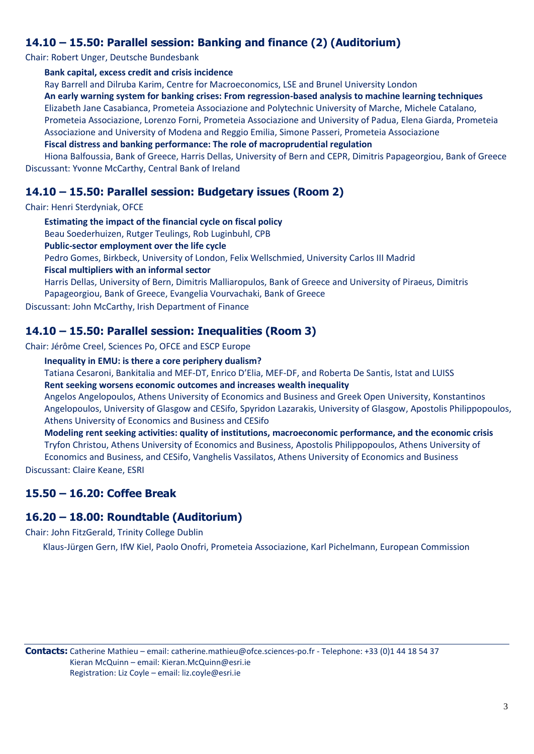## 14.10 – 15.50: Parallel session: Banking and finance (2) (Auditorium)

Chair: Robert Unger, Deutsche Bundesbank

**Bank capital, excess credit and crisis incidence**
Ray Barrell and Dilruba Karim, Centre for Macroeconomics, LSE and Brunel University London
**An early warning system for banking crises: From regression-based analysis to machine learning techniques**
Elizabeth Jane Casabianca, Prometeia Associazione and Polytechnic University of Marche, Michele Catalano, Prometeia Associazione, Lorenzo Forni, Prometeia Associazione and University of Padua, Elena Giarda, Prometeia Associazione and University of Modena and Reggio Emilia, Simone Passeri, Prometeia Associazione
**Fiscal distress and banking performance: The role of macroprudential regulation**
Hiona Balfoussia, Bank of Greece, Harris Dellas, University of Bern and CEPR, Dimitris Papageorgiou, Bank of Greece

Discussant: Yvonne McCarthy, Central Bank of Ireland

## 14.10 – 15.50: Parallel session: Budgetary issues (Room 2)

Chair: Henri Sterdyniak, OFCE

**Estimating the impact of the financial cycle on fiscal policy**
Beau Soederhuizen, Rutger Teulings, Rob Luginbuhl, CPB
**Public-sector employment over the life cycle**
Pedro Gomes, Birkbeck, University of London, Felix Wellschmied, University Carlos III Madrid
**Fiscal multipliers with an informal sector**
Harris Dellas, University of Bern, Dimitris Malliaropulos, Bank of Greece and University of Piraeus, Dimitris Papageorgiou, Bank of Greece, Evangelia Vourvachaki, Bank of Greece

Discussant: John McCarthy, Irish Department of Finance

## 14.10 – 15.50: Parallel session: Inequalities (Room 3)

Chair: Jérôme Creel, Sciences Po, OFCE and ESCP Europe

**Inequality in EMU: is there a core periphery dualism?**
Tatiana Cesaroni, Bankitalia and MEF-DT, Enrico D'Elia, MEF-DF, and Roberta De Santis, Istat and LUISS
**Rent seeking worsens economic outcomes and increases wealth inequality**
Angelos Angelopoulos, Athens University of Economics and Business and Greek Open University, Konstantinos Angelopoulos, University of Glasgow and CESifo, Spyridon Lazarakis, University of Glasgow, Apostolis Philippopoulos, Athens University of Economics and Business and CESifo
**Modeling rent seeking activities: quality of institutions, macroeconomic performance, and the economic crisis**
Tryfon Christou, Athens University of Economics and Business, Apostolis Philippopoulos, Athens University of Economics and Business, and CESifo, Vanghelis Vassilatos, Athens University of Economics and Business

Discussant: Claire Keane, ESRI

## 15.50 – 16.20: Coffee Break

## 16.20 – 18.00: Roundtable (Auditorium)

Chair: John FitzGerald, Trinity College Dublin

Klaus-Jürgen Gern, IfW Kiel, Paolo Onofri, Prometeia Associazione, Karl Pichelmann, European Commission

---

**Contacts:** Catherine Mathieu – email: catherine.mathieu@ofce.sciences-po.fr - Telephone: +33 (0)1 44 18 54 37
Kieran McQuinn – email: Kieran.McQuinn@esri.ie
Registration: Liz Coyle – email: liz.coyle@esri.ie